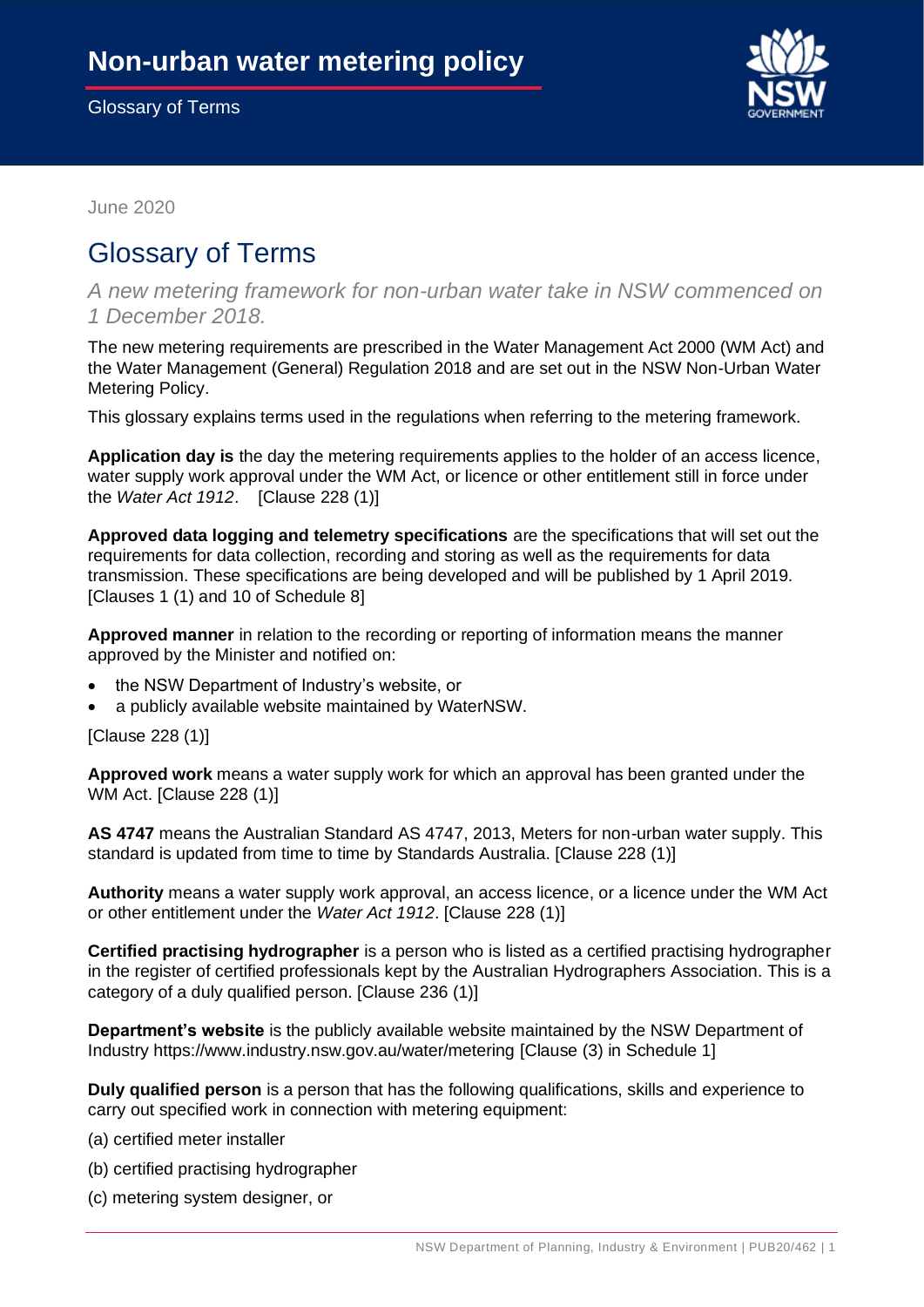# Non-urban water metering policy

Glossary of Terms

June 2020

## Glossary of Terms

*A new metering framework for non-urban water take in NSW commenced on 1 December 2018.*

The new metering requirements are prescribed in the Water Management Act 2000 (WM Act) and the Water Management (General) Regulation 2018 and are set out in the NSW Non-Urban Water Metering Policy.

This glossary explains terms used in the regulations when referring to the metering framework.

**Application day is** the day the metering requirements applies to the holder of an access licence, water supply work approval under the WM Act, or licence or other entitlement still in force under the *Water Act 1912*. [Clause 228 (1)]

**Approved data logging and telemetry specifications** are the specifications that will set out the requirements for data collection, recording and storing as well as the requirements for data transmission. These specifications are being developed and will be published by 1 April 2019. [Clauses 1 (1) and 10 of Schedule 8]

**Approved manner** in relation to the recording or reporting of information means the manner approved by the Minister and notified on:

- the NSW Department of Industry's website, or
- a publicly available website maintained by WaterNSW.

[Clause 228 (1)]

**Approved work** means a water supply work for which an approval has been granted under the WM Act. [Clause 228 (1)]

**AS 4747** means the Australian Standard AS 4747, 2013, Meters for non-urban water supply. This standard is updated from time to time by Standards Australia. [Clause 228 (1)]

**Authority** means a water supply work approval, an access licence, or a licence under the WM Act or other entitlement under the *Water Act 1912*. [Clause 228 (1)]

**Certified practising hydrographer** is a person who is listed as a certified practising hydrographer in the register of certified professionals kept by the Australian Hydrographers Association. This is a category of a duly qualified person. [Clause 236 (1)]

**Department's website** is the publicly available website maintained by the NSW Department of Industry https://www.industry.nsw.gov.au/water/metering [Clause (3) in Schedule 1]

**Duly qualified person** is a person that has the following qualifications, skills and experience to carry out specified work in connection with metering equipment:

(a) certified meter installer

(b) certified practising hydrographer

(c) metering system designer, or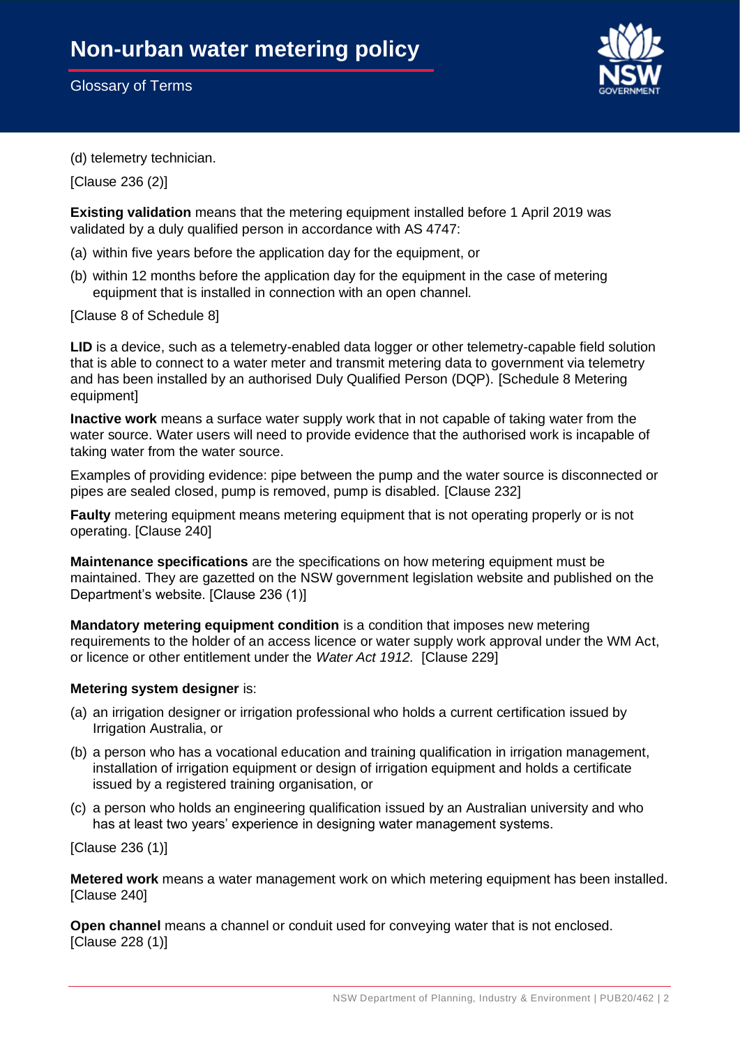(d) telemetry technician.

[Clause 236 (2)]

**Existing validation** means that the metering equipment installed before 1 April 2019 was validated by a duly qualified person in accordance with AS 4747:

(a) within five years before the application day for the equipment, or

(b) within 12 months before the application day for the equipment in the case of metering equipment that is installed in connection with an open channel.

[Clause 8 of Schedule 8]

**LID** is a device, such as a telemetry-enabled data logger or other telemetry-capable field solution that is able to connect to a water meter and transmit metering data to government via telemetry and has been installed by an authorised Duly Qualified Person (DQP). [Schedule 8 Metering equipment]

**Inactive work** means a surface water supply work that in not capable of taking water from the water source. Water users will need to provide evidence that the authorised work is incapable of taking water from the water source.

Examples of providing evidence: pipe between the pump and the water source is disconnected or pipes are sealed closed, pump is removed, pump is disabled. [Clause 232]

**Faulty** metering equipment means metering equipment that is not operating properly or is not operating. [Clause 240]

**Maintenance specifications** are the specifications on how metering equipment must be maintained. They are gazetted on the NSW government legislation website and published on the Department's website. [Clause 236 (1)]

**Mandatory metering equipment condition** is a condition that imposes new metering requirements to the holder of an access licence or water supply work approval under the WM Act, or licence or other entitlement under the *Water Act 1912.* [Clause 229]

**Metering system designer** is:

(a) an irrigation designer or irrigation professional who holds a current certification issued by Irrigation Australia, or

(b) a person who has a vocational education and training qualification in irrigation management, installation of irrigation equipment or design of irrigation equipment and holds a certificate issued by a registered training organisation, or

(c) a person who holds an engineering qualification issued by an Australian university and who has at least two years' experience in designing water management systems.

[Clause 236 (1)]

**Metered work** means a water management work on which metering equipment has been installed. [Clause 240]

**Open channel** means a channel or conduit used for conveying water that is not enclosed. [Clause 228 (1)]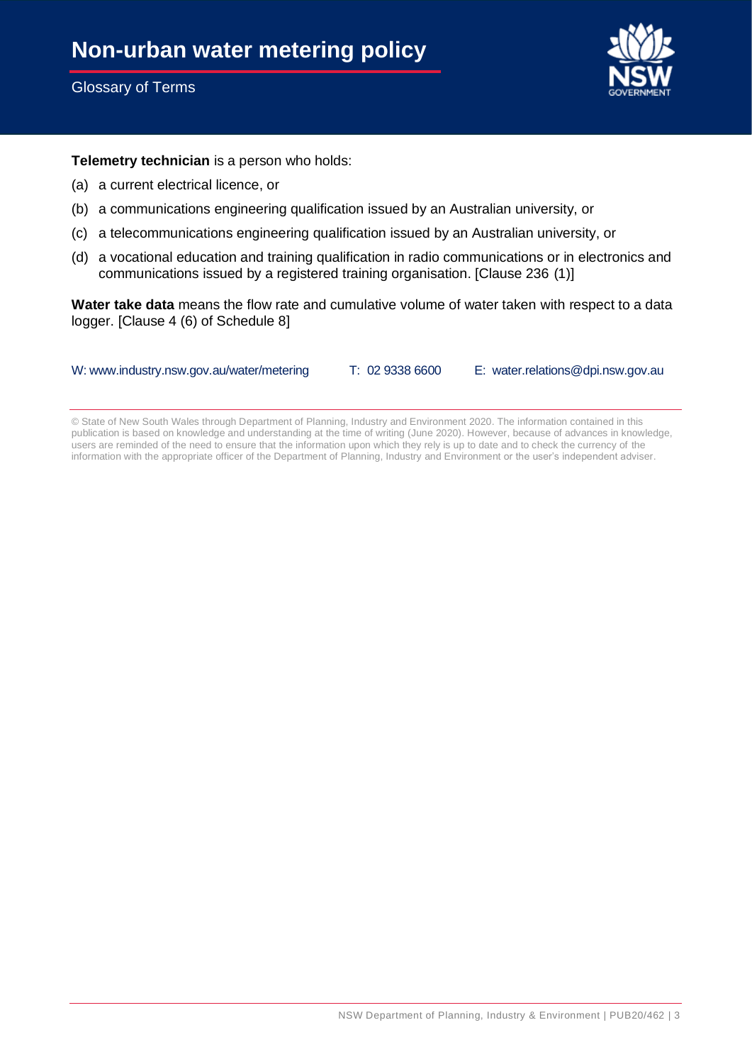**Telemetry technician** is a person who holds:

(a) a current electrical licence, or

(b) a communications engineering qualification issued by an Australian university, or

(c) a telecommunications engineering qualification issued by an Australian university, or

(d) a vocational education and training qualification in radio communications or in electronics and communications issued by a registered training organisation. [Clause 236 (1)]

**Water take data** means the flow rate and cumulative volume of water taken with respect to a data logger. [Clause 4 (6) of Schedule 8]

W: www.industry.nsw.gov.au/water/metering T: 02 9338 6600 E: water.relations@dpi.nsw.gov.au

© State of New South Wales through Department of Planning, Industry and Environment 2020. The information contained in this publication is based on knowledge and understanding at the time of writing (June 2020). However, because of advances in knowledge, users are reminded of the need to ensure that the information upon which they rely is up to date and to check the currency of the information with the appropriate officer of the Department of Planning, Industry and Environment or the user's independent adviser.